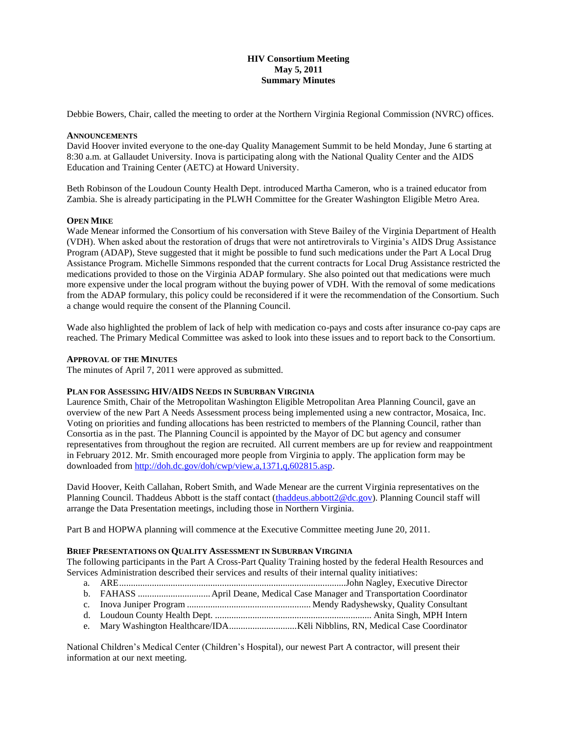**HIV Consortium Meeting**
**May 5, 2011**
**Summary Minutes**

Debbie Bowers, Chair, called the meeting to order at the Northern Virginia Regional Commission (NVRC) offices.

**ANNOUNCEMENTS**

David Hoover invited everyone to the one-day Quality Management Summit to be held Monday, June 6 starting at 8:30 a.m. at Gallaudet University. Inova is participating along with the National Quality Center and the AIDS Education and Training Center (AETC) at Howard University.

Beth Robinson of the Loudoun County Health Dept. introduced Martha Cameron, who is a trained educator from Zambia. She is already participating in the PLWH Committee for the Greater Washington Eligible Metro Area.

**OPEN MIKE**

Wade Menear informed the Consortium of his conversation with Steve Bailey of the Virginia Department of Health (VDH). When asked about the restoration of drugs that were not antiretrovirals to Virginia's AIDS Drug Assistance Program (ADAP), Steve suggested that it might be possible to fund such medications under the Part A Local Drug Assistance Program. Michelle Simmons responded that the current contracts for Local Drug Assistance restricted the medications provided to those on the Virginia ADAP formulary. She also pointed out that medications were much more expensive under the local program without the buying power of VDH. With the removal of some medications from the ADAP formulary, this policy could be reconsidered if it were the recommendation of the Consortium. Such a change would require the consent of the Planning Council.

Wade also highlighted the problem of lack of help with medication co-pays and costs after insurance co-pay caps are reached. The Primary Medical Committee was asked to look into these issues and to report back to the Consortium.

**APPROVAL OF THE MINUTES**

The minutes of April 7, 2011 were approved as submitted.

**PLAN FOR ASSESSING HIV/AIDS NEEDS IN SUBURBAN VIRGINIA**

Laurence Smith, Chair of the Metropolitan Washington Eligible Metropolitan Area Planning Council, gave an overview of the new Part A Needs Assessment process being implemented using a new contractor, Mosaica, Inc. Voting on priorities and funding allocations has been restricted to members of the Planning Council, rather than Consortia as in the past. The Planning Council is appointed by the Mayor of DC but agency and consumer representatives from throughout the region are recruited. All current members are up for review and reappointment in February 2012. Mr. Smith encouraged more people from Virginia to apply. The application form may be downloaded from http://doh.dc.gov/doh/cwp/view,a,1371,q,602815.asp.

David Hoover, Keith Callahan, Robert Smith, and Wade Menear are the current Virginia representatives on the Planning Council. Thaddeus Abbott is the staff contact (thaddeus.abbott2@dc.gov). Planning Council staff will arrange the Data Presentation meetings, including those in Northern Virginia.

Part B and HOPWA planning will commence at the Executive Committee meeting June 20, 2011.

**BRIEF PRESENTATIONS ON QUALITY ASSESSMENT IN SUBURBAN VIRGINIA**

The following participants in the Part A Cross-Part Quality Training hosted by the federal Health Resources and Services Administration described their services and results of their internal quality initiatives:

a. ARE......John Nagley, Executive Director
b. FAHASS ......April Deane, Medical Case Manager and Transportation Coordinator
c. Inova Juniper Program ......Mendy Radyshewsky, Quality Consultant
d. Loudoun County Health Dept. ......Anita Singh, MPH Intern
e. Mary Washington Healthcare/IDA......Kēli Nibblins, RN, Medical Case Coordinator

National Children's Medical Center (Children's Hospital), our newest Part A contractor, will present their information at our next meeting.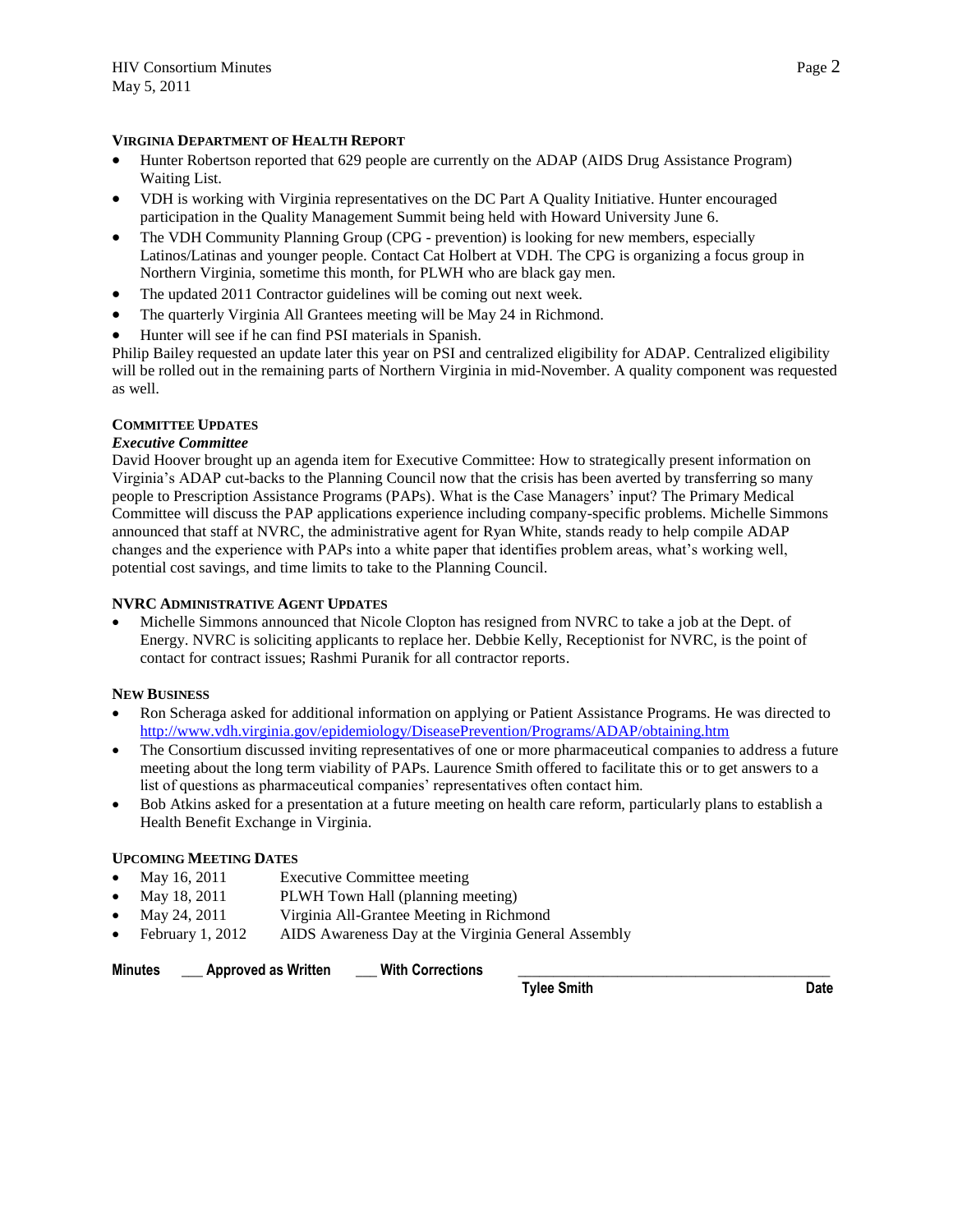### VIRGINIA DEPARTMENT OF HEALTH REPORT

- Hunter Robertson reported that 629 people are currently on the ADAP (AIDS Drug Assistance Program) Waiting List.
- VDH is working with Virginia representatives on the DC Part A Quality Initiative. Hunter encouraged participation in the Quality Management Summit being held with Howard University June 6.
- The VDH Community Planning Group (CPG - prevention) is looking for new members, especially Latinos/Latinas and younger people. Contact Cat Holbert at VDH. The CPG is organizing a focus group in Northern Virginia, sometime this month, for PLWH who are black gay men.
- The updated 2011 Contractor guidelines will be coming out next week.
- The quarterly Virginia All Grantees meeting will be May 24 in Richmond.
- Hunter will see if he can find PSI materials in Spanish.

Philip Bailey requested an update later this year on PSI and centralized eligibility for ADAP. Centralized eligibility will be rolled out in the remaining parts of Northern Virginia in mid-November. A quality component was requested as well.

### COMMITTEE UPDATES

***Executive Committee***

David Hoover brought up an agenda item for Executive Committee: How to strategically present information on Virginia's ADAP cut-backs to the Planning Council now that the crisis has been averted by transferring so many people to Prescription Assistance Programs (PAPs). What is the Case Managers' input? The Primary Medical Committee will discuss the PAP applications experience including company-specific problems. Michelle Simmons announced that staff at NVRC, the administrative agent for Ryan White, stands ready to help compile ADAP changes and the experience with PAPs into a white paper that identifies problem areas, what's working well, potential cost savings, and time limits to take to the Planning Council.

### NVRC ADMINISTRATIVE AGENT UPDATES

- Michelle Simmons announced that Nicole Clopton has resigned from NVRC to take a job at the Dept. of Energy. NVRC is soliciting applicants to replace her. Debbie Kelly, Receptionist for NVRC, is the point of contact for contract issues; Rashmi Puranik for all contractor reports.

### NEW BUSINESS

- Ron Scheraga asked for additional information on applying or Patient Assistance Programs. He was directed to http://www.vdh.virginia.gov/epidemiology/DiseasePrevention/Programs/ADAP/obtaining.htm
- The Consortium discussed inviting representatives of one or more pharmaceutical companies to address a future meeting about the long term viability of PAPs. Laurence Smith offered to facilitate this or to get answers to a list of questions as pharmaceutical companies' representatives often contact him.
- Bob Atkins asked for a presentation at a future meeting on health care reform, particularly plans to establish a Health Benefit Exchange in Virginia.

### UPCOMING MEETING DATES

- May 16, 2011 — Executive Committee meeting
- May 18, 2011 — PLWH Town Hall (planning meeting)
- May 24, 2011 — Virginia All-Grantee Meeting in Richmond
- February 1, 2012 — AIDS Awareness Day at the Virginia General Assembly

**Minutes** ___ **Approved as Written** ___ **With Corrections** ________________________________________

**Tylee Smith** **Date**